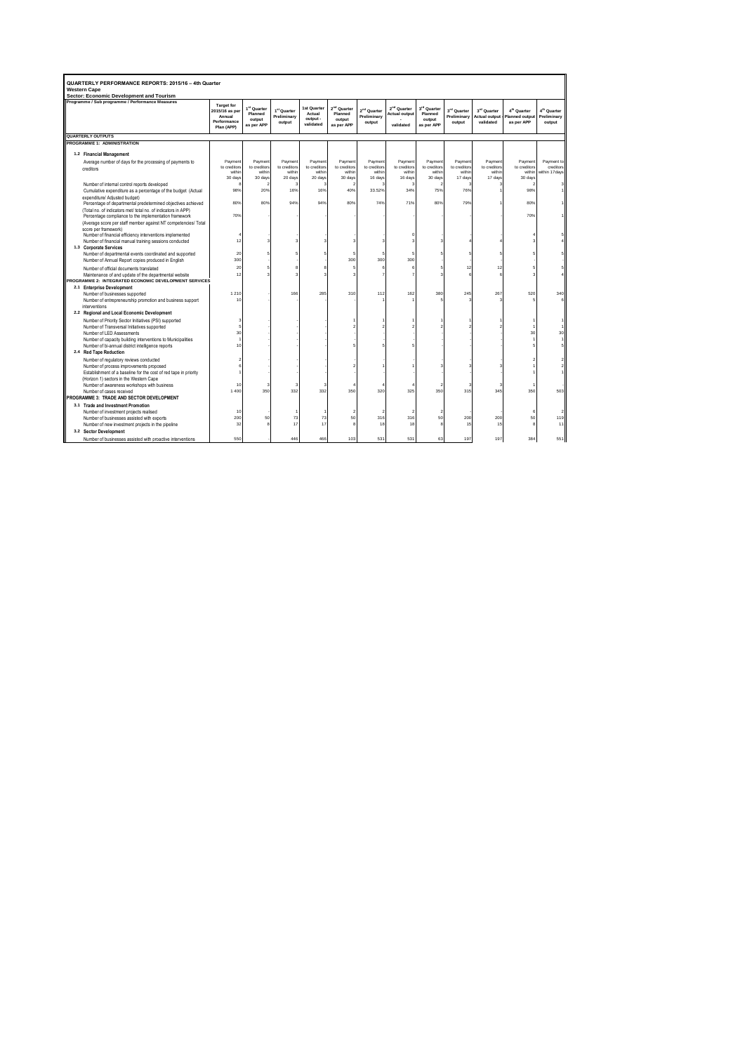# QUARTERLY PERFORMANCE REPORTS: 2015/16 – 4th Quarter

**Western Cape**

**Sector: Economic Development and Tourism**

| Programme / Sub programme / Performance Measures | Target for 2015/16 as per Annual Performance Plan (APP) | 1st Quarter Planned output as per APP | 1st Quarter Preliminary output | 1st Quarter Actual output - validated | 2nd Quarter Planned output as per APP | 2nd Quarter Preliminary output | 2nd Quarter Actual output - validated | 3rd Quarter Planned output as per APP | 3rd Quarter Preliminary output | 3rd Quarter Actual output - validated | 4th Quarter Planned output as per APP | 4th Quarter Preliminary output |
|---|---|---|---|---|---|---|---|---|---|---|---|---|
| **QUARTERLY OUTPUTS** | | | | | | | | | | | | |
| **PROGRAMME 1: ADMINISTRATION** | | | | | | | | | | | | |
| **1.2 Financial Management** | | | | | | | | | | | | |
| Average number of days for the processing of payments to creditors | Payment to creditors within 30 days | Payment to creditors within 30 days | Payment to creditors within 20 days | Payment to creditors within 20 days | Payment to creditors within 30 days | Payment to creditors within 16 days | Payment to creditors within 16 days | Payment to creditors within 30 days | Payment to creditors within 17 days | Payment to creditors within 17 days | Payment to creditors within 30 days | Payment to creditors within 17days |
| Number of internal control reports developed | 8 | 2 | 3 | 3 | 2 | 3 | 3 | 2 | 3 | 3 | 2 | 3 |
| Cumulative expenditure as a percentage of the budget (Actual expenditure/ Adjusted budget) | 98% | 20% | 16% | 16% | 40% | 33.52% | 34% | 75% | 76% | 1 | 98% | 1 |
| Percentage of departmental predetermined objectives achieved (Total no. of indicators met/ total no. of indicators in APP) | 80% | 80% | 94% | 94% | 80% | 74% | 71% | 80% | 79% | 1 | 80% | 1 |
| Percentage compliance to the implementation framework (Average score per staff member against NT competencies/ Total score per framework) | 70% | - | - | - | - | - | - | - | - | - | 70% | 1 |
| Number of financial efficiency interventions implemented | 4 | - | - | - | - | - | 0 | - | - | - | 4 | 5 |
| Number of financial manual training sessions conducted | 12 | 3 | 3 | 3 | 3 | 3 | 3 | 3 | 4 | 4 | 3 | 4 |
| **1.3 Corporate Services** | | | | | | | | | | | | |
| Number of departmental events coordinated and supported | 20 | 5 | 5 | 5 | 5 | 5 | 5 | 5 | 5 | 5 | 5 | 5 |
| Number of Annual Report copies produced in English | 300 | - | - | - | 300 | 300 | 300 | - | - | - | - | - |
| Number of official documents translated | 20 | 5 | 8 | 8 | 5 | 6 | 6 | 5 | 12 | 12 | 5 | 5 |
| Maintenance of and update of the departmental website | 12 | 3 | 3 | 3 | 3 | 7 | 7 | 3 | 6 | 6 | 3 | 4 |
| **PROGRAMME 2: INTEGRATED ECONOMIC DEVELOPMENT SERVICES** | | | | | | | | | | | | |
| **2.1 Enterprise Development** | | | | | | | | | | | | |
| Number of businesses supported | 1 210 | - | 166 | 285 | 310 | 112 | 162 | 380 | 245 | 267 | 520 | 340 |
| Number of entrepreneurship promotion and business support interventions | 10 | - | - | - | - | 1 | 1 | 5 | 3 | 3 | 5 | 6 |
| **2.2 Regional and Local Economic Development** | | | | | | | | | | | | |
| Number of Priority Sector Initiatives (PSI) supported | 3 | - | - | - | 1 | 1 | 1 | 1 | 1 | 1 | 1 | 1 |
| Number of Transversal Initiatives supported | 5 | - | - | - | 2 | 2 | 2 | 2 | 2 | 2 | 1 | 1 |
| Number of LED Assessments | 30 | - | - | - | - | - | - | - | - | - | 30 | 30 |
| Number of capacity building interventions to Municipalities | 1 | - | - | - | - | - | - | - | - | - | 1 | 1 |
| Number of bi-annual district intelligence reports | 10 | - | - | - | 5 | 5 | 5 | - | - | - | 5 | 5 |
| **2.4 Red Tape Reduction** | | | | | | | | | | | | |
| Number of regulatory reviews conducted | 2 | - | - | - | - | - | - | - | - | - | 2 | 2 |
| Number of process improvements proposed | 6 | - | - | - | 2 | 1 | 1 | 3 | 3 | 3 | 1 | 2 |
| Establishment of a baseline for the cost of red tape in priority (Horizon 1) sectors in the Western Cape | 1 | - | - | - | - | - | - | - | - | - | 1 | 1 |
| Number of awareness workshops with business | 10 | 3 | 3 | 3 | 4 | 4 | 4 | 2 | 3 | 3 | 1 | - |
| Number of cases received | 1 400 | 350 | 332 | 332 | 350 | 320 | 325 | 350 | 315 | 345 | 350 | 503 |
| **PROGRAMME 3: TRADE AND SECTOR DEVELOPMENT** | | | | | | | | | | | | |
| **3.1 Trade and Investment Promotion** | | | | | | | | | | | | |
| Number of investment projects realised | 10 | - | 1 | 1 | 2 | 2 | 2 | 2 | - | - | 6 | 2 |
| Number of businesses assisted with exports | 200 | 50 | 73 | 73 | 50 | 316 | 316 | 50 | 200 | 200 | 50 | 119 |
| Number of new investment projects in the pipeline | 32 | 8 | 17 | 17 | 8 | 18 | 18 | 8 | 15 | 15 | 8 | 11 |
| **3.2 Sector Development** | | | | | | | | | | | | |
| Number of businesses assisted with proactive interventions | 550 | - | 446 | 466 | 103 | 531 | 531 | 63 | 197 | 197 | 384 | 551 |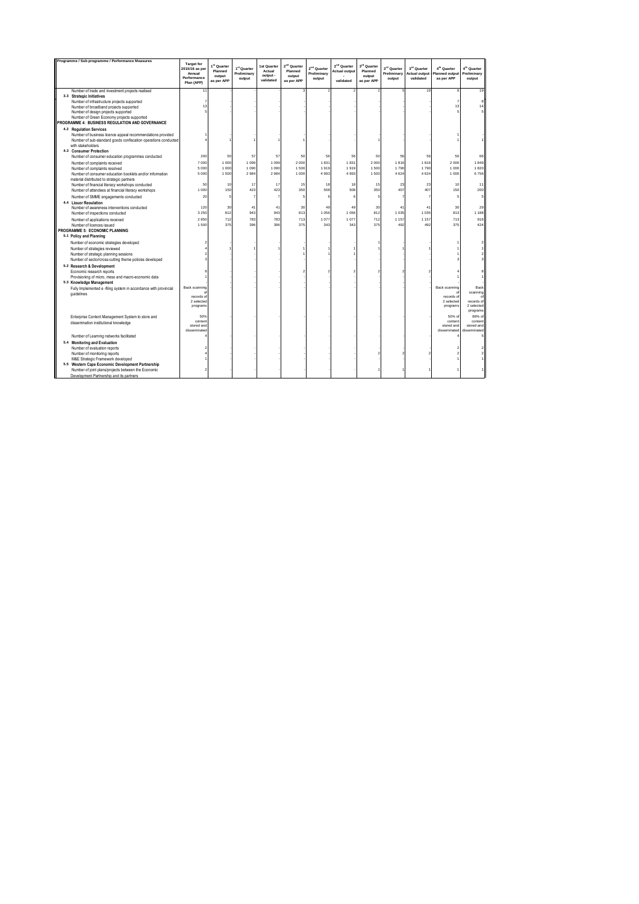| Programme / Sub programme / Performance Measures | Target for 2015/16 as per Annual Performance Plan (APP) | 1st Quarter Planned output as per APP | 1st Quarter Preliminary output | 1st Quarter Actual output - validated | 2nd Quarter Planned output as per APP | 2nd Quarter Preliminary output | 2nd Quarter Actual output - validated | 3rd Quarter Planned output as per APP | 3rd Quarter Preliminary output | 3rd Quarter Actual output - validated | 4th Quarter Planned output as per APP | 4th Quarter Preliminary output |
|---|---|---|---|---|---|---|---|---|---|---|---|---|
| Number of trade and investment projects realised | 11 | | | | 3 | 2 | 2 | 2 | 5 | 19 | 6 | 19 |
| **3.3 Strategic Initiatives** | | | | | | | | | | | | |
| Number of infrastructure projects supported | 7 | - | - | - | - | - | - | - | - | - | 7 | 8 |
| Number of broadband projects supported | 13 | - | - | - | - | - | - | - | - | - | 13 | 14 |
| Number of design projects supported | 5 | - | - | - | - | - | - | - | - | - | 5 | 5 |
| Number of Green Economy projects supported | | | | | | | | | | | | |
| **PROGRAMME 4: BUSINESS REGULATION AND GOVERNANCE** | | | | | | | | | | | | |
| **4.2 Regulation Services** | | | | | | | | | | | | |
| Number of business licence appeal recommendations provided | 1 | - | - | - | - | - | - | - | - | - | 1 | - |
| Number of sub-standard goods confiscation operations conducted with stakeholders | 4 | 1 | 1 | 1 | 1 | - | - | 1 | - | - | 1 | 1 |
| **4.3 Consumer Protection** | | | | | | | | | | | | |
| Number of consumer education programmes conducted | 200 | 50 | 57 | 57 | 50 | 56 | 56 | 50 | 56 | 56 | 50 | 66 |
| Number of complaints received | 7 000 | 1 000 | 1 099 | 1 099 | 2 000 | 1 831 | 1 831 | 2 000 | 1 816 | 1 816 | 2 000 | 1 849 |
| Number of complaints resolved | 5 000 | 1 000 | 1 090 | 1 090 | 1 500 | 1 919 | 1 919 | 1 500 | 1 790 | 1 790 | 1 000 | 1 820 |
| Number of consumer education booklets and/or information material distributed to strategic partners | 5 000 | 1 500 | 2 984 | 2 984 | 1 000 | 4 993 | 4 993 | 1 500 | 4 624 | 4 624 | 1 000 | 6 756 |
| Number of financial literacy workshops conducted | 50 | 10 | 17 | 17 | 15 | 18 | 18 | 15 | 23 | 23 | 10 | 11 |
| Number of attendees at financial literacy workshops | 1 000 | 150 | 423 | 423 | 350 | 508 | 508 | 350 | 407 | 407 | 150 | 200 |
| Number of SMME engagements conducted | 20 | 5 | 7 | 7 | 5 | 6 | 6 | 5 | 7 | 7 | 5 | 5 |
| **4.4 Liquor Regulation** | | | | | | | | | | | | |
| Number of awareness interventions conducted | 120 | 30 | 41 | 41 | 30 | 49 | 49 | 30 | 41 | 41 | 30 | 29 |
| Number of inspections conducted | 3 250 | 812 | 943 | 943 | 813 | 1 056 | 1 056 | 812 | 1 035 | 1 035 | 813 | 1 188 |
| Number of applications received | 2 850 | 712 | 783 | 783 | 713 | 1 077 | 1 077 | 712 | 1 157 | 1 157 | 713 | 918 |
| Number of licences issued | 1 500 | 375 | 396 | 396 | 375 | 343 | 343 | 375 | 492 | 492 | 375 | 424 |
| **PROGRAMME 5: ECONOMIC PLANNING** | | | | | | | | | | | | |
| **5.1 Policy and Planning** | | | | | | | | | | | | |
| Number of economic strategies developed | 2 | - | - | - | - | - | - | 1 | - | - | 1 | 2 |
| Number of strategies reviewed | 4 | 1 | 1 | 1 | 1 | 1 | 1 | 1 | 1 | 1 | 1 | 1 |
| Number of strategic planning sessions | 2 | - | - | - | 1 | 1 | 1 | - | - | - | 1 | 2 |
| Number of sector/cross-cutting theme policies developed | 3 | - | - | - | - | - | - | - | - | - | 3 | 3 |
| **5.2 Research & Development** | | | | | | | | | | | | |
| Economic research reports | 8 | - | - | - | 2 | 2 | 2 | 2 | 2 | 2 | 4 | 8 |
| Provisioning of micro, meso and macro-economic data | 1 | - | - | - | - | - | - | - | - | - | 1 | 1 |
| **5.3 Knowledge Management** | | | | | | | | | | | | |
| Fully Implemented e -filing system in accordance with provincial guidelines | Back scanning of records of 2 selected programs | - | - | - | - | - | - | - | - | - | Back scanning of records of 2 selected programs | Back scanning of records of 2 selected programs |
| Enterprise Content Management System to store and dissemination institutional knowledge | 50% content stored and disseminated | - | - | - | - | - | - | - | - | - | 50% of content stored and disseminated | 86% of content stored and disseminated |
| Number of Learning networks facilitated | 4 | - | - | - | - | - | - | - | - | - | 4 | 5 |
| **5.4 Monitoring and Evaluation** | | | | | | | | | | | | |
| Number of evaluation reports | 2 | - | - | - | - | - | - | - | - | - | 2 | 2 |
| Number of monitoring reports | 4 | - | - | - | - | - | - | 2 | 2 | 2 | 2 | 2 |
| M&E Strategic Framework developed | 1 | - | - | - | - | - | - | - | - | - | 1 | 1 |
| **5.5 Western Cape Economic Development Partnership** | | | | | | | | | | | | |
| Number of joint plans/projects between the Economic Development Partnership and its partners | 2 | - | - | - | - | - | - | 1 | 1 | 1 | 1 | 1 |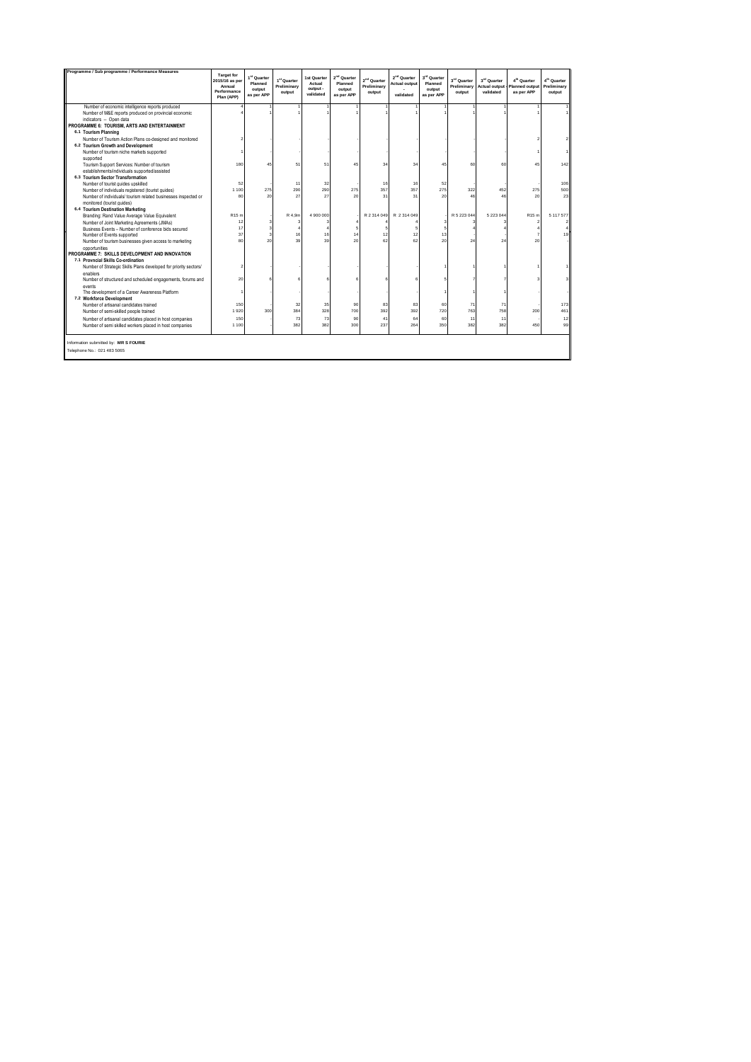| Programme / Sub programme / Performance Measures | Target for 2015/16 as per Annual Performance Plan (APP) | 1st Quarter Planned output as per APP | 1st Quarter Preliminary output | 1st Quarter Actual output - validated | 2nd Quarter Planned output as per APP | 2nd Quarter Preliminary output | 2nd Quarter Actual output - validated | 3rd Quarter Planned output as per APP | 3rd Quarter Preliminary output | 3rd Quarter Actual output - validated | 4th Quarter Planned output as per APP | 4th Quarter Preliminary output |
|---|---|---|---|---|---|---|---|---|---|---|---|---|
| Number of economic intelligence reports produced | 4 | 1 | 1 | 1 | 1 | 1 | 1 | 1 | 1 | 1 | 1 | 1 |
| Number of M&E reports produced on provincial economic indicators – Open data | 4 | 1 | 1 | 1 | 1 | 1 | 1 | 1 | 1 | 1 | 1 | 1 |
| **PROGRAMME 6: TOURISM, ARTS AND ENTERTAINMENT** | | | | | | | | | | | | |
| **6.1 Tourism Planning** | | | | | | | | | | | | |
| Number of Tourism Action Plans co-designed and monitored | 2 | - | - | - | - | - | - | - | - | - | 2 | 2 |
| **6.2 Tourism Growth and Development** | | | | | | | | | | | | |
| Number of tourism niche markets supported supported | 1 | - | - | - | - | - | - | - | - | - | 1 | 1 |
| Tourism Support Services: Number of tourism establishments/individuals supported/assisted | 180 | 45 | 51 | 51 | 45 | 34 | 34 | 45 | 60 | 60 | 45 | 142 |
| **6.3 Tourism Sector Transformation** | | | | | | | | | | | | |
| Number of tourist guides upskilled | 52 | - | 11 | 32 | - | 16 | 16 | 52 | - | - | - | 106 |
| Number of individuals registered (tourist guides) | 1 100 | 275 | 290 | 290 | 275 | 357 | 357 | 275 | 322 | 452 | 275 | 500 |
| Number of individuals/ tourism related businesses inspected or monitored (tourist guides) | 80 | 20 | 27 | 27 | 20 | 31 | 31 | 20 | 46 | 46 | 20 | 23 |
| **6.4 Tourism Destination Marketing** | | | | | | | | | | | | |
| Branding: Rand Value Average Value Equivalent | R15 m | - | R 4,9m | 4 900 000 | - | R 2 314 049 | R 2 314 049 | - | R 5 223 044 | 5 223 044 | R15 m | 5 117 577 |
| Number of Joint Marketing Agreements (JMAs) | 12 | 3 | 3 | 3 | 4 | 4 | 4 | 3 | 3 | 3 | 2 | 2 |
| Business Events – Number of conference bids secured | 17 | 3 | 4 | 4 | 5 | 5 | 5 | 5 | 4 | 4 | 4 | 4 |
| Number of Events supported | 37 | 3 | 16 | 16 | 14 | 12 | 12 | 13 | - | - | 7 | 19 |
| Number of tourism businesses given access to marketing opportunities | 80 | 20 | 39 | 39 | 20 | 62 | 62 | 20 | 24 | 24 | 20 | - |
| **PROGRAMME 7: SKILLS DEVELOPMENT AND INNOVATION** | | | | | | | | | | | | |
| **7.1 Provncial Skills Co-ordination** | | | | | | | | | | | | |
| Number of Strategic Skills Plans developed for priority sectors/ enablers | 2 | - | - | - | - | - | - | 1 | 1 | 1 | 1 | 1 |
| Number of structured and scheduled engagements, forums and events | 20 | 6 | 6 | 6 | 6 | 6 | 6 | 5 | 7 | 7 | 3 | 3 |
| The development of a Career Awareness Platform | 1 | - | - | - | - | - | - | 1 | 1 | 1 | - | - |
| **7.2 Workforce Development** | | | | | | | | | | | | |
| Number of artisanal candidates trained | 150 | - | 32 | 35 | 90 | 83 | 83 | 60 | 71 | 71 | - | 173 |
| Number of semi-skilled people trained | 1 920 | 300 | 384 | 328 | 700 | 392 | 392 | 720 | 763 | 758 | 200 | 461 |
| Number of artisanal candidates placed in host companies | 150 | - | 73 | 73 | 90 | 41 | 64 | 60 | 11 | 11 | - | 12 |
| Number of semi skilled workers placed in host companies | 1 100 | - | 382 | 382 | 300 | 237 | 264 | 350 | 382 | 382 | 450 | 99 |

Information submitted by: **MR S FOURIE**

Telephone No.: 021 483 5065